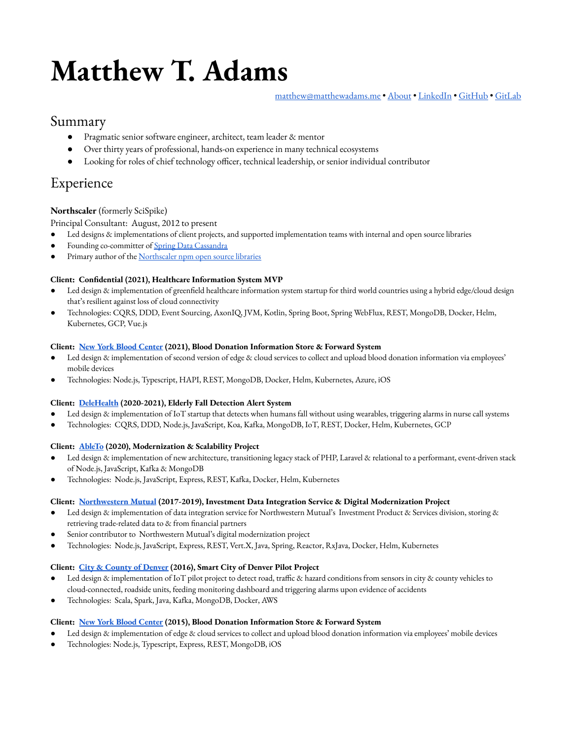# Matthew T. Adams

matthew@matthewadams.me • About • LinkedIn • GitHub • GitLab

## Summary

- Pragmatic senior software engineer, architect, team leader & mentor
- Over thirty years of professional, hands-on experience in many technical ecosystems
- Looking for roles of chief technology officer, technical leadership, or senior individual contributor

## Experience

**Northscaler** (formerly SciSpike)

Principal Consultant: August, 2012 to present

- Led designs & implementations of client projects, and supported implementation teams with internal and open source libraries
- Founding co-committer of Spring Data Cassandra
- Primary author of the Northscaler npm open source libraries

**Client: Confidential (2021), Healthcare Information System MVP**

- Led design & implementation of greenfield healthcare information system startup for third world countries using a hybrid edge/cloud design that's resilient against loss of cloud connectivity
- Technologies: CQRS, DDD, Event Sourcing, AxonIQ, JVM, Kotlin, Spring Boot, Spring WebFlux, REST, MongoDB, Docker, Helm, Kubernetes, GCP, Vue.js

**Client: New York Blood Center (2021), Blood Donation Information Store & Forward System**

- Led design & implementation of second version of edge & cloud services to collect and upload blood donation information via employees' mobile devices
- Technologies: Node.js, Typescript, HAPI, REST, MongoDB, Docker, Helm, Kubernetes, Azure, iOS

**Client: DeleHealth (2020-2021), Elderly Fall Detection Alert System**

- Led design & implementation of IoT startup that detects when humans fall without using wearables, triggering alarms in nurse call systems
- Technologies: CQRS, DDD, Node.js, JavaScript, Koa, Kafka, MongoDB, IoT, REST, Docker, Helm, Kubernetes, GCP

**Client: AbleTo (2020), Modernization & Scalability Project**

- Led design & implementation of new architecture, transitioning legacy stack of PHP, Laravel & relational to a performant, event-driven stack of Node.js, JavaScript, Kafka & MongoDB
- Technologies: Node.js, JavaScript, Express, REST, Kafka, Docker, Helm, Kubernetes

**Client: Northwestern Mutual (2017-2019), Investment Data Integration Service & Digital Modernization Project**

- Led design & implementation of data integration service for Northwestern Mutual's Investment Product & Services division, storing & retrieving trade-related data to & from financial partners
- Senior contributor to Northwestern Mutual's digital modernization project
- Technologies: Node.js, JavaScript, Express, REST, Vert.X, Java, Spring, Reactor, RxJava, Docker, Helm, Kubernetes

**Client: City & County of Denver (2016), Smart City of Denver Pilot Project**

- Led design & implementation of IoT pilot project to detect road, traffic & hazard conditions from sensors in city & county vehicles to cloud-connected, roadside units, feeding monitoring dashboard and triggering alarms upon evidence of accidents
- Technologies: Scala, Spark, Java, Kafka, MongoDB, Docker, AWS

**Client: New York Blood Center (2015), Blood Donation Information Store & Forward System**

- Led design & implementation of edge & cloud services to collect and upload blood donation information via employees' mobile devices
- Technologies: Node.js, Typescript, Express, REST, MongoDB, iOS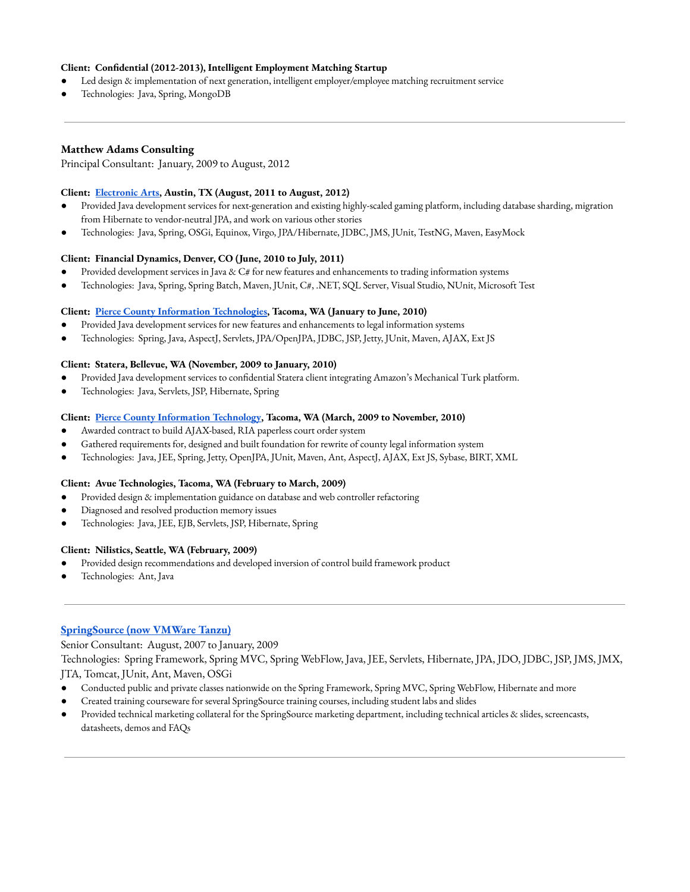**Client: Confidential (2012-2013), Intelligent Employment Matching Startup**

- Led design & implementation of next generation, intelligent employer/employee matching recruitment service
- Technologies: Java, Spring, MongoDB

---

### Matthew Adams Consulting

Principal Consultant: January, 2009 to August, 2012

**Client: Electronic Arts, Austin, TX (August, 2011 to August, 2012)**

- Provided Java development services for next-generation and existing highly-scaled gaming platform, including database sharding, migration from Hibernate to vendor-neutral JPA, and work on various other stories
- Technologies: Java, Spring, OSGi, Equinox, Virgo, JPA/Hibernate, JDBC, JMS, JUnit, TestNG, Maven, EasyMock

**Client: Financial Dynamics, Denver, CO (June, 2010 to July, 2011)**

- Provided development services in Java & C# for new features and enhancements to trading information systems
- Technologies: Java, Spring, Spring Batch, Maven, JUnit, C#, .NET, SQL Server, Visual Studio, NUnit, Microsoft Test

**Client: Pierce County Information Technologies, Tacoma, WA (January to June, 2010)**

- Provided Java development services for new features and enhancements to legal information systems
- Technologies: Spring, Java, AspectJ, Servlets, JPA/OpenJPA, JDBC, JSP, Jetty, JUnit, Maven, AJAX, Ext JS

**Client: Statera, Bellevue, WA (November, 2009 to January, 2010)**

- Provided Java development services to confidential Statera client integrating Amazon's Mechanical Turk platform.
- Technologies: Java, Servlets, JSP, Hibernate, Spring

**Client: Pierce County Information Technology, Tacoma, WA (March, 2009 to November, 2010)**

- Awarded contract to build AJAX-based, RIA paperless court order system
- Gathered requirements for, designed and built foundation for rewrite of county legal information system
- Technologies: Java, JEE, Spring, Jetty, OpenJPA, JUnit, Maven, Ant, AspectJ, AJAX, Ext JS, Sybase, BIRT, XML

**Client: Avue Technologies, Tacoma, WA (February to March, 2009)**

- Provided design & implementation guidance on database and web controller refactoring
- Diagnosed and resolved production memory issues
- Technologies: Java, JEE, EJB, Servlets, JSP, Hibernate, Spring

**Client: Nilistics, Seattle, WA (February, 2009)**

- Provided design recommendations and developed inversion of control build framework product
- Technologies: Ant, Java

---

### SpringSource (now VMWare Tanzu)

Senior Consultant: August, 2007 to January, 2009

Technologies: Spring Framework, Spring MVC, Spring WebFlow, Java, JEE, Servlets, Hibernate, JPA, JDO, JDBC, JSP, JMS, JMX, JTA, Tomcat, JUnit, Ant, Maven, OSGi

- Conducted public and private classes nationwide on the Spring Framework, Spring MVC, Spring WebFlow, Hibernate and more
- Created training courseware for several SpringSource training courses, including student labs and slides
- Provided technical marketing collateral for the SpringSource marketing department, including technical articles & slides, screencasts, datasheets, demos and FAQs

---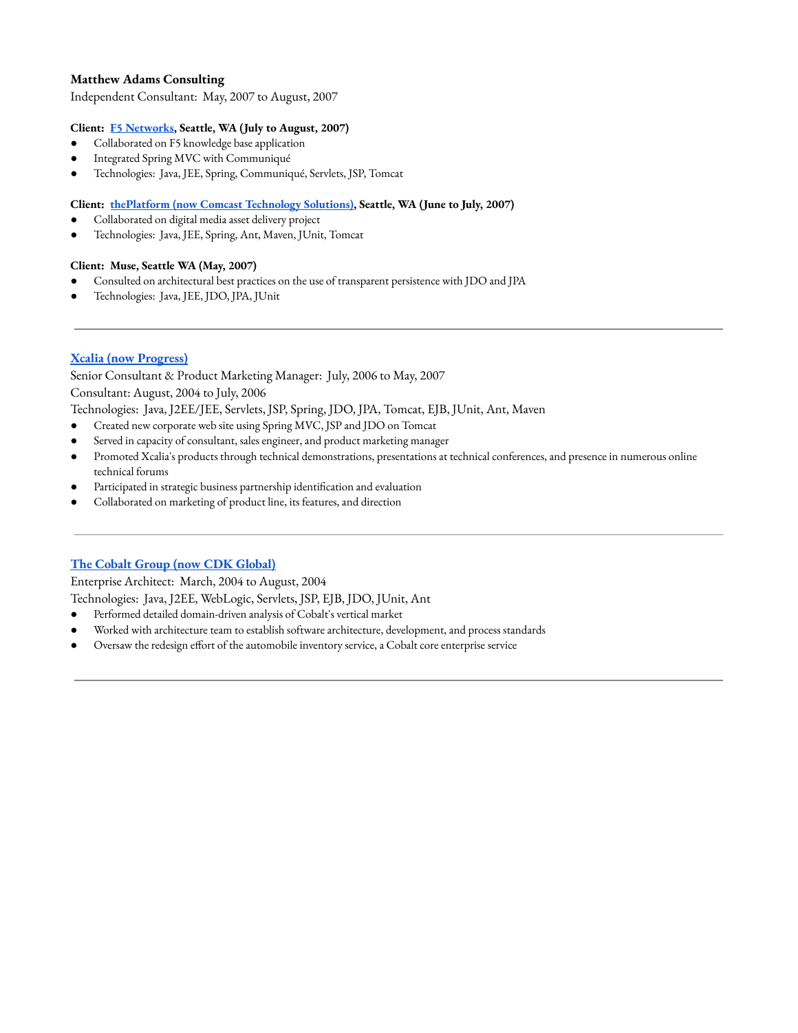**Matthew Adams Consulting**

Independent Consultant: May, 2007 to August, 2007

**Client: F5 Networks, Seattle, WA (July to August, 2007)**

- Collaborated on F5 knowledge base application
- Integrated Spring MVC with Communiqué
- Technologies: Java, JEE, Spring, Communiqué, Servlets, JSP, Tomcat

**Client: thePlatform (now Comcast Technology Solutions), Seattle, WA (June to July, 2007)**

- Collaborated on digital media asset delivery project
- Technologies: Java, JEE, Spring, Ant, Maven, JUnit, Tomcat

**Client: Muse, Seattle WA (May, 2007)**

- Consulted on architectural best practices on the use of transparent persistence with JDO and JPA
- Technologies: Java, JEE, JDO, JPA, JUnit

---

**Xcalia (now Progress)**

Senior Consultant & Product Marketing Manager: July, 2006 to May, 2007

Consultant: August, 2004 to July, 2006

Technologies: Java, J2EE/JEE, Servlets, JSP, Spring, JDO, JPA, Tomcat, EJB, JUnit, Ant, Maven

- Created new corporate web site using Spring MVC, JSP and JDO on Tomcat
- Served in capacity of consultant, sales engineer, and product marketing manager
- Promoted Xcalia's products through technical demonstrations, presentations at technical conferences, and presence in numerous online technical forums
- Participated in strategic business partnership identification and evaluation
- Collaborated on marketing of product line, its features, and direction

---

**The Cobalt Group (now CDK Global)**

Enterprise Architect: March, 2004 to August, 2004

Technologies: Java, J2EE, WebLogic, Servlets, JSP, EJB, JDO, JUnit, Ant

- Performed detailed domain-driven analysis of Cobalt's vertical market
- Worked with architecture team to establish software architecture, development, and process standards
- Oversaw the redesign effort of the automobile inventory service, a Cobalt core enterprise service

---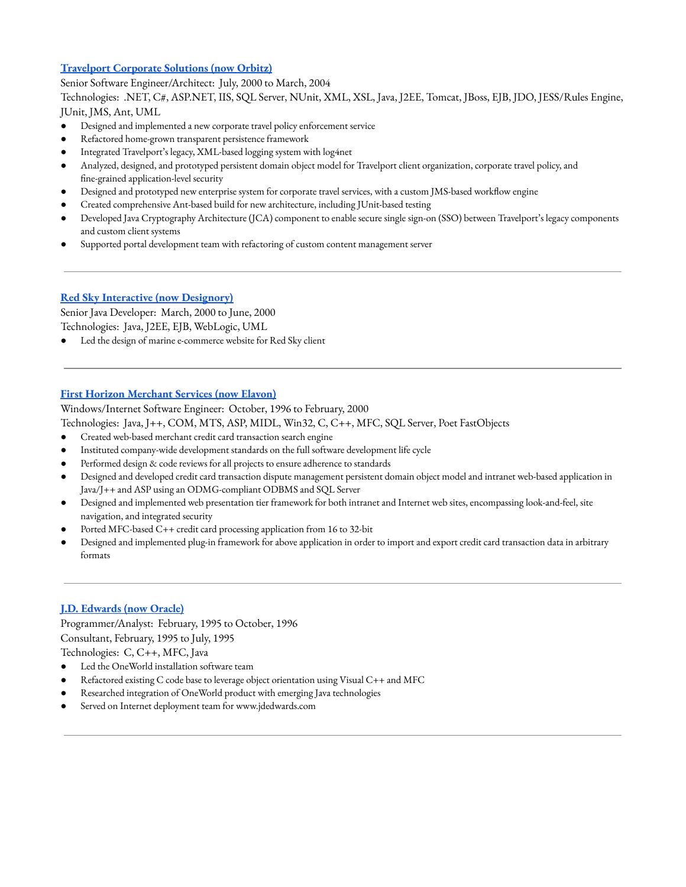### [Travelport Corporate Solutions (now Orbitz)]

Senior Software Engineer/Architect: July, 2000 to March, 2004

Technologies: .NET, C#, ASP.NET, IIS, SQL Server, NUnit, XML, XSL, Java, J2EE, Tomcat, JBoss, EJB, JDO, JESS/Rules Engine, JUnit, JMS, Ant, UML

- Designed and implemented a new corporate travel policy enforcement service
- Refactored home-grown transparent persistence framework
- Integrated Travelport's legacy, XML-based logging system with log4net
- Analyzed, designed, and prototyped persistent domain object model for Travelport client organization, corporate travel policy, and fine-grained application-level security
- Designed and prototyped new enterprise system for corporate travel services, with a custom JMS-based workflow engine
- Created comprehensive Ant-based build for new architecture, including JUnit-based testing
- Developed Java Cryptography Architecture (JCA) component to enable secure single sign-on (SSO) between Travelport's legacy components and custom client systems
- Supported portal development team with refactoring of custom content management server

---

### [Red Sky Interactive (now Designory)]

Senior Java Developer: March, 2000 to June, 2000

Technologies: Java, J2EE, EJB, WebLogic, UML

- Led the design of marine e-commerce website for Red Sky client

---

### [First Horizon Merchant Services (now Elavon)]

Windows/Internet Software Engineer: October, 1996 to February, 2000

Technologies: Java, J++, COM, MTS, ASP, MIDL, Win32, C, C++, MFC, SQL Server, Poet FastObjects

- Created web-based merchant credit card transaction search engine
- Instituted company-wide development standards on the full software development life cycle
- Performed design & code reviews for all projects to ensure adherence to standards
- Designed and developed credit card transaction dispute management persistent domain object model and intranet web-based application in Java/J++ and ASP using an ODMG-compliant ODBMS and SQL Server
- Designed and implemented web presentation tier framework for both intranet and Internet web sites, encompassing look-and-feel, site navigation, and integrated security
- Ported MFC-based C++ credit card processing application from 16 to 32-bit
- Designed and implemented plug-in framework for above application in order to import and export credit card transaction data in arbitrary formats

---

### [J.D. Edwards (now Oracle)]

Programmer/Analyst: February, 1995 to October, 1996

Consultant, February, 1995 to July, 1995

Technologies: C, C++, MFC, Java

- Led the OneWorld installation software team
- Refactored existing C code base to leverage object orientation using Visual C++ and MFC
- Researched integration of OneWorld product with emerging Java technologies
- Served on Internet deployment team for www.jdedwards.com

---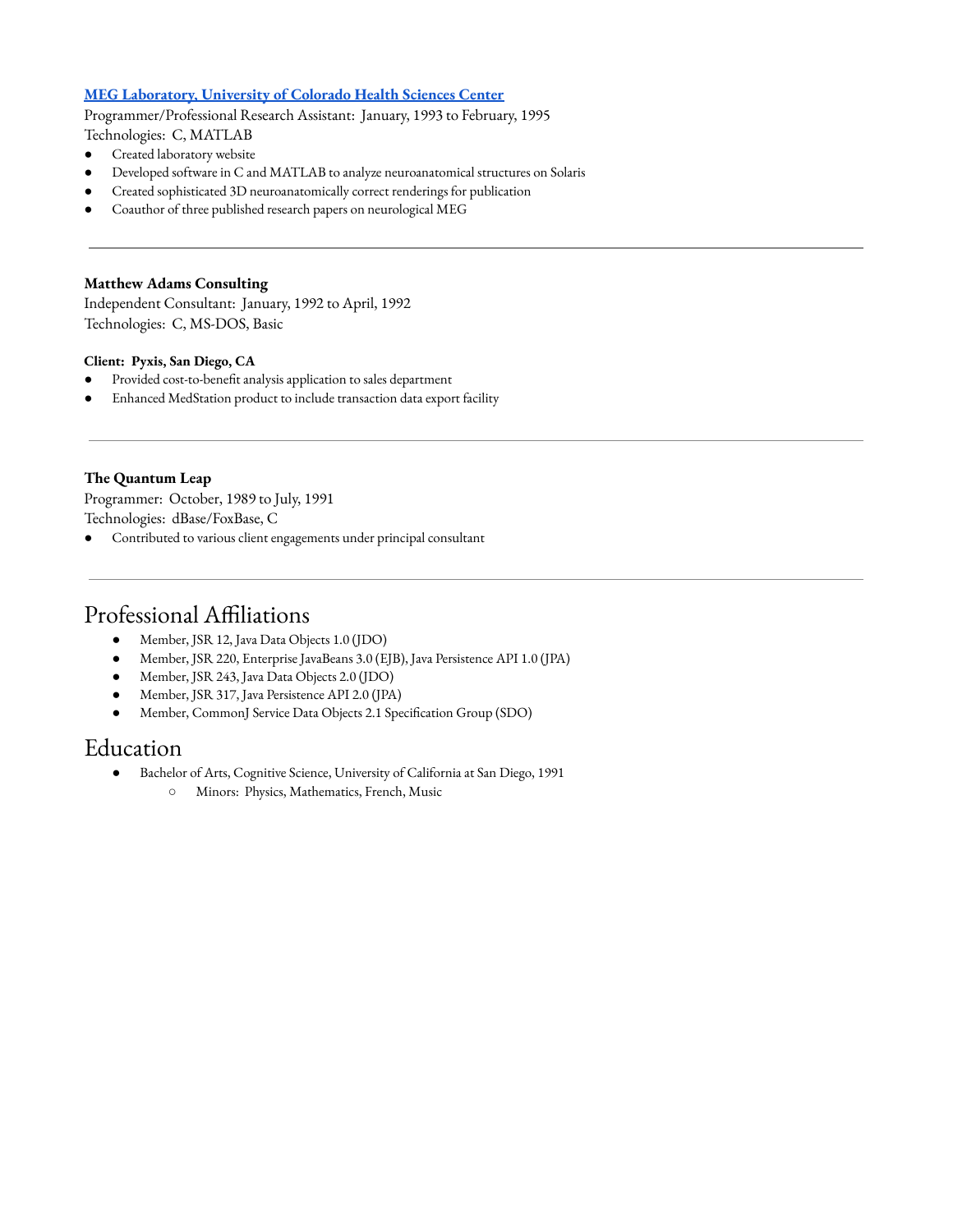**[MEG Laboratory, University of Colorado Health Sciences Center]**
Programmer/Professional Research Assistant: January, 1993 to February, 1995
Technologies: C, MATLAB

- Created laboratory website
- Developed software in C and MATLAB to analyze neuroanatomical structures on Solaris
- Created sophisticated 3D neuroanatomically correct renderings for publication
- Coauthor of three published research papers on neurological MEG

---

**Matthew Adams Consulting**
Independent Consultant: January, 1992 to April, 1992
Technologies: C, MS-DOS, Basic

**Client: Pyxis, San Diego, CA**

- Provided cost-to-benefit analysis application to sales department
- Enhanced MedStation product to include transaction data export facility

---

**The Quantum Leap**
Programmer: October, 1989 to July, 1991
Technologies: dBase/FoxBase, C

- Contributed to various client engagements under principal consultant

---

# Professional Affiliations

- Member, JSR 12, Java Data Objects 1.0 (JDO)
- Member, JSR 220, Enterprise JavaBeans 3.0 (EJB), Java Persistence API 1.0 (JPA)
- Member, JSR 243, Java Data Objects 2.0 (JDO)
- Member, JSR 317, Java Persistence API 2.0 (JPA)
- Member, CommonJ Service Data Objects 2.1 Specification Group (SDO)

# Education

- Bachelor of Arts, Cognitive Science, University of California at San Diego, 1991
  - Minors: Physics, Mathematics, French, Music